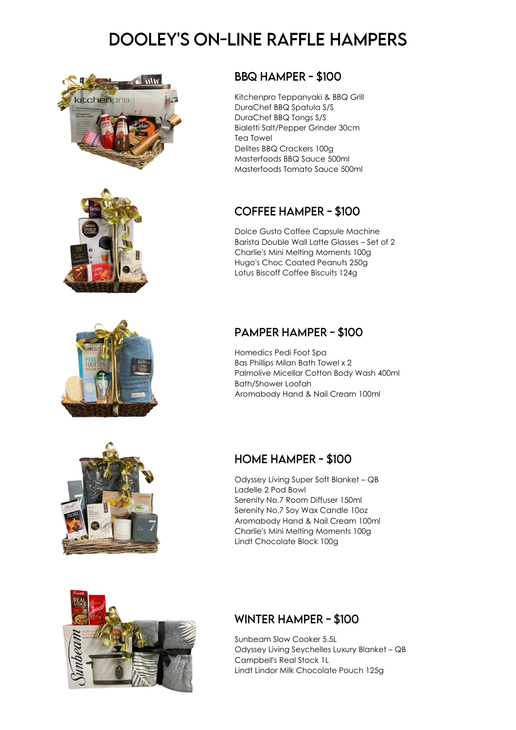# DOOLEY'S ON-LINE RAFFLE HAMPERS

## BBQ HAMPER - $100

Kitchenpro Teppanyaki & BBQ Grill
DuraChef BBQ Spatula S/S
DuraChef BBQ Tongs S/S
Bialetti Salt/Pepper Grinder 30cm
Tea Towel
Delites BBQ Crackers 100g
Masterfoods BBQ Sauce 500ml
Masterfoods Tomato Sauce 500ml

## COFFEE HAMPER - $100

Dolce Gusto Coffee Capsule Machine
Barista Double Wall Latte Glasses – Set of 2
Charlie's Mini Melting Moments 100g
Hugo's Choc Coated Peanuts 250g
Lotus Biscoff Coffee Biscuits 124g

## PAMPER HAMPER - $100

Homedics Pedi Foot Spa
Bas Phillips Milan Bath Towel x 2
Palmolive Micellar Cotton Body Wash 400ml
Bath/Shower Loofah
Aromabody Hand & Nail Cream 100ml

## HOME HAMPER - $100

Odyssey Living Super Soft Blanket – QB
Ladelle 2 Pod Bowl
Serenity No.7 Room Diffuser 150ml
Serenity No.7 Soy Wax Candle 10oz
Aromabody Hand & Nail Cream 100ml
Charlie's Mini Melting Moments 100g
Lindt Chocolate Block 100g

## WINTER HAMPER - $100

Sunbeam Slow Cooker 5.5L
Odyssey Living Seychelles Luxury Blanket – QB
Campbell's Real Stock 1L
Lindt Lindor Milk Chocolate Pouch 125g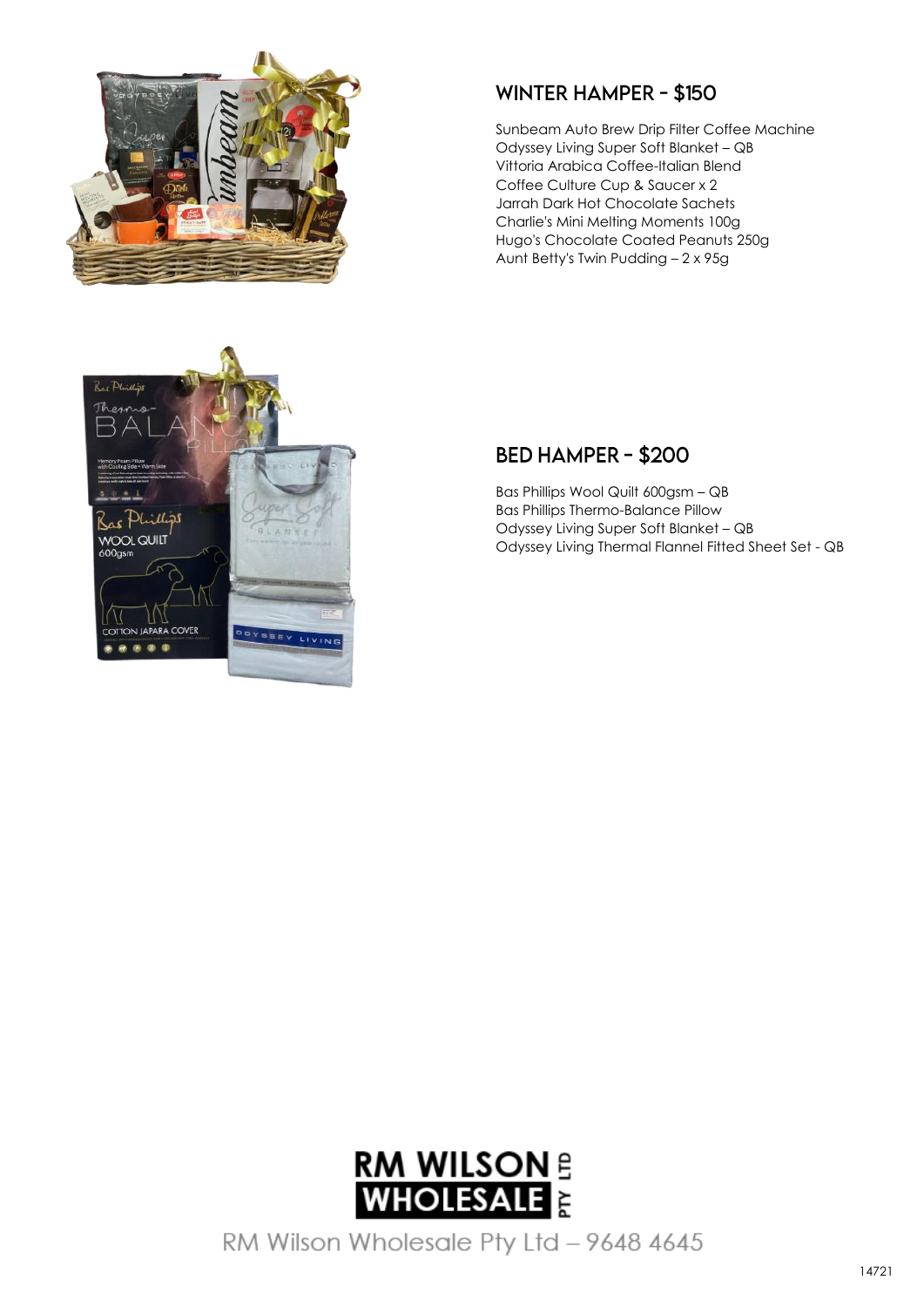## WINTER HAMPER - $150

Sunbeam Auto Brew Drip Filter Coffee Machine
Odyssey Living Super Soft Blanket – QB
Vittoria Arabica Coffee-Italian Blend
Coffee Culture Cup & Saucer x 2
Jarrah Dark Hot Chocolate Sachets
Charlie's Mini Melting Moments 100g
Hugo's Chocolate Coated Peanuts 250g
Aunt Betty's Twin Pudding – 2 x 95g

## BED HAMPER - $200

Bas Phillips Wool Quilt 600gsm – QB
Bas Phillips Thermo-Balance Pillow
Odyssey Living Super Soft Blanket – QB
Odyssey Living Thermal Flannel Fitted Sheet Set - QB

RM WILSON WHOLESALE PTY LTD

RM Wilson Wholesale Pty Ltd – 9648 4645

14721